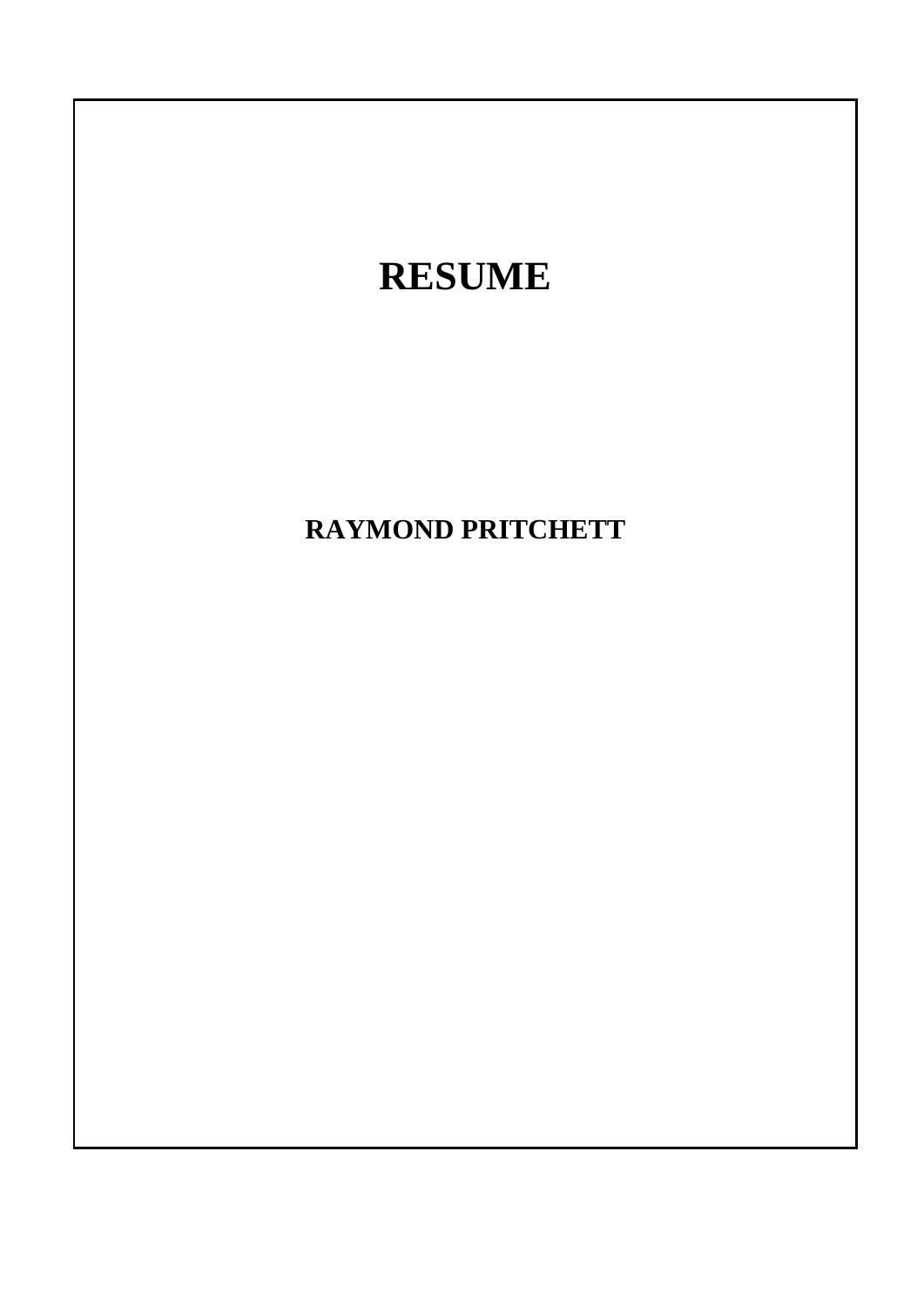# RESUME

**RAYMOND PRITCHETT**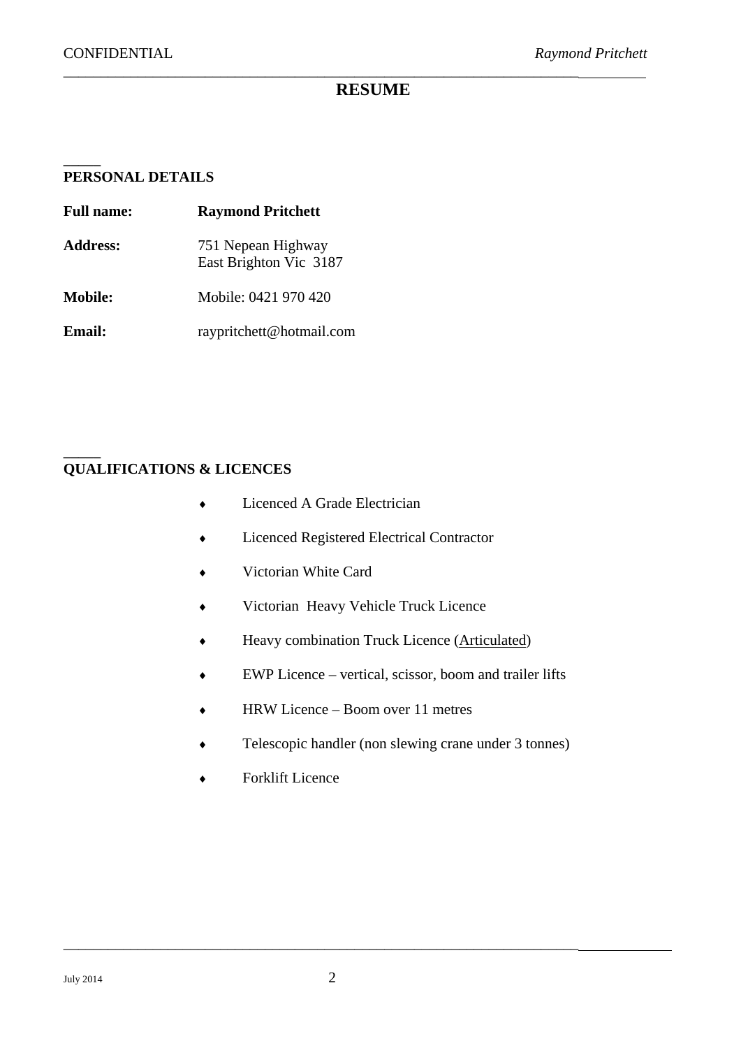# RESUME

## PERSONAL DETAILS

**Full name:** **Raymond Pritchett**

**Address:** 751 Nepean Highway
East Brighton Vic 3187

**Mobile:** Mobile: 0421 970 420

**Email:** raypritchett@hotmail.com

## QUALIFICATIONS & LICENCES

- Licenced A Grade Electrician
- Licenced Registered Electrical Contractor
- Victorian White Card
- Victorian Heavy Vehicle Truck Licence
- Heavy combination Truck Licence (Articulated)
- EWP Licence – vertical, scissor, boom and trailer lifts
- HRW Licence – Boom over 11 metres
- Telescopic handler (non slewing crane under 3 tonnes)
- Forklift Licence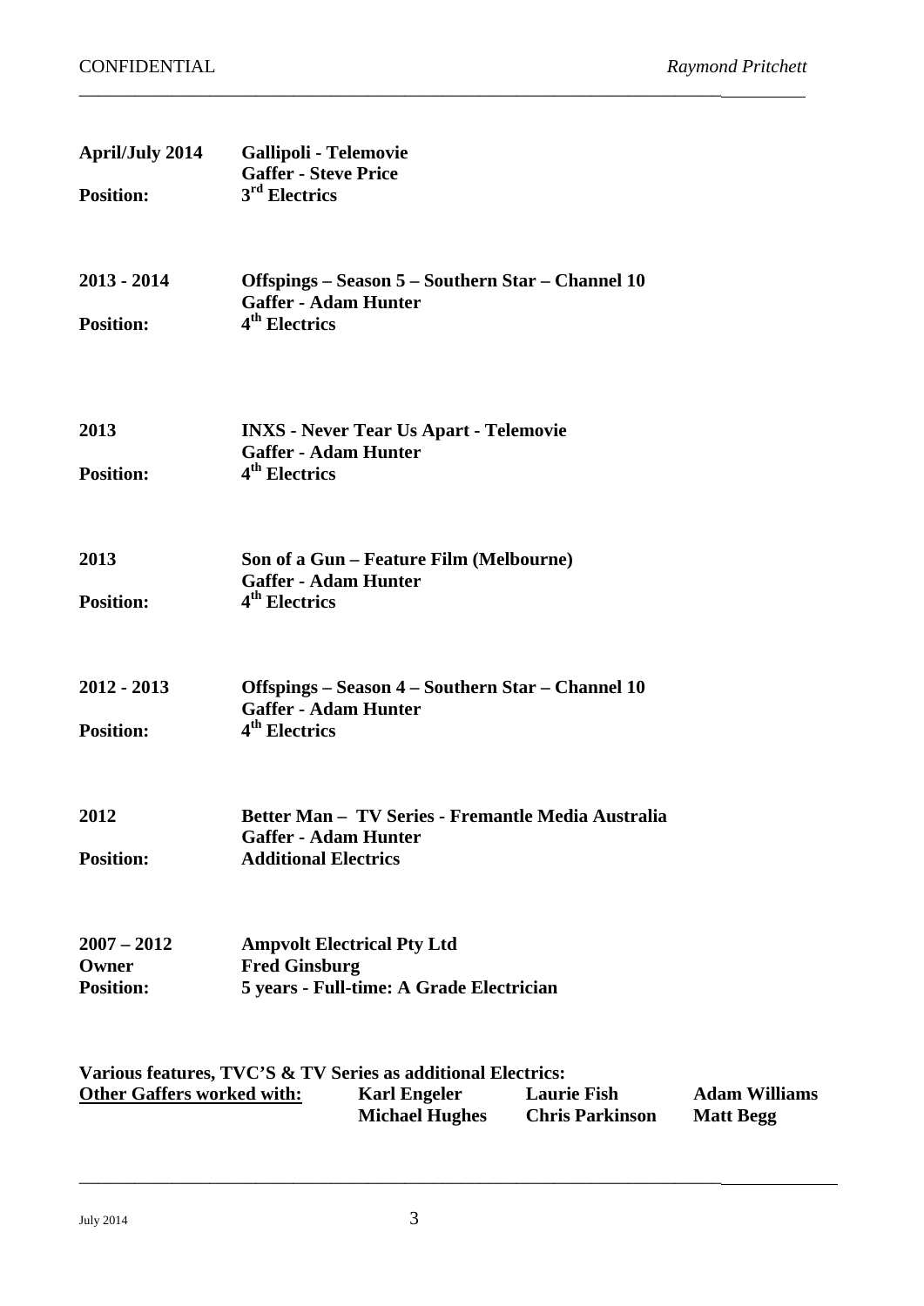| | |
|---|---|
| **April/July 2014** | **Gallipoli - Telemovie** |
| | **Gaffer - Steve Price** |
| **Position:** | **3rd Electrics** |

| | |
|---|---|
| **2013 - 2014** | **Offspings – Season 5 – Southern Star – Channel 10** |
| | **Gaffer - Adam Hunter** |
| **Position:** | **4th Electrics** |

| | |
|---|---|
| **2013** | **INXS - Never Tear Us Apart - Telemovie** |
| | **Gaffer - Adam Hunter** |
| **Position:** | **4th Electrics** |

| | |
|---|---|
| **2013** | **Son of a Gun – Feature Film (Melbourne)** |
| | **Gaffer - Adam Hunter** |
| **Position:** | **4th Electrics** |

| | |
|---|---|
| **2012 - 2013** | **Offspings – Season 4 – Southern Star – Channel 10** |
| | **Gaffer - Adam Hunter** |
| **Position:** | **4th Electrics** |

| | |
|---|---|
| **2012** | **Better Man – TV Series - Fremantle Media Australia** |
| | **Gaffer - Adam Hunter** |
| **Position:** | **Additional Electrics** |

| | |
|---|---|
| **2007 – 2012** | **Ampvolt Electrical Pty Ltd** |
| **Owner** | **Fred Ginsburg** |
| **Position:** | **5 years - Full-time: A Grade Electrician** |

**Various features, TVC'S & TV Series as additional Electrics:**

| | | | |
|---|---|---|---|
| **Other Gaffers worked with:** | **Karl Engeler** | **Laurie Fish** | **Adam Williams** |
| | **Michael Hughes** | **Chris Parkinson** | **Matt Begg** |

July 2014